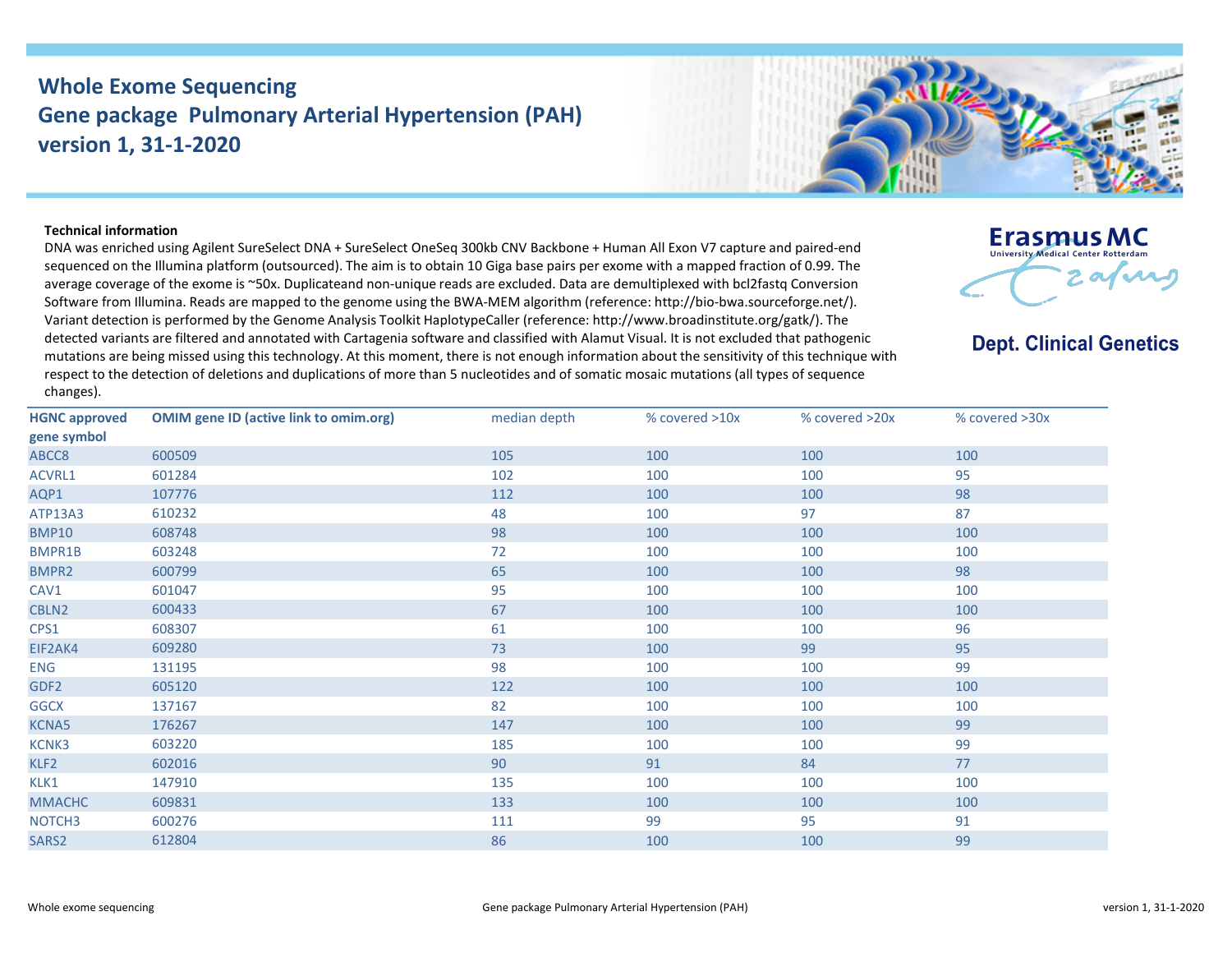# Whole Exome Sequencing
# Gene package Pulmonary Arterial Hypertension (PAH)
# version 1, 31-1-2020

Erasmus MC
University Medical Center Rotterdam

**Dept. Clinical Genetics**

**Technical information**

DNA was enriched using Agilent SureSelect DNA + SureSelect OneSeq 300kb CNV Backbone + Human All Exon V7 capture and paired-end sequenced on the Illumina platform (outsourced). The aim is to obtain 10 Giga base pairs per exome with a mapped fraction of 0.99. The average coverage of the exome is ~50x. Duplicateand non-unique reads are excluded. Data are demultiplexed with bcl2fastq Conversion Software from Illumina. Reads are mapped to the genome using the BWA-MEM algorithm (reference: http://bio-bwa.sourceforge.net/). Variant detection is performed by the Genome Analysis Toolkit HaplotypeCaller (reference: http://www.broadinstitute.org/gatk/). The detected variants are filtered and annotated with Cartagenia software and classified with Alamut Visual. It is not excluded that pathogenic mutations are being missed using this technology. At this moment, there is not enough information about the sensitivity of this technique with respect to the detection of deletions and duplications of more than 5 nucleotides and of somatic mosaic mutations (all types of sequence changes).

| HGNC approved gene symbol | OMIM gene ID (active link to omim.org) | median depth | % covered >10x | % covered >20x | % covered >30x |
|---|---|---|---|---|---|
| ABCC8 | 600509 | 105 | 100 | 100 | 100 |
| ACVRL1 | 601284 | 102 | 100 | 100 | 95 |
| AQP1 | 107776 | 112 | 100 | 100 | 98 |
| ATP13A3 | 610232 | 48 | 100 | 97 | 87 |
| BMP10 | 608748 | 98 | 100 | 100 | 100 |
| BMPR1B | 603248 | 72 | 100 | 100 | 100 |
| BMPR2 | 600799 | 65 | 100 | 100 | 98 |
| CAV1 | 601047 | 95 | 100 | 100 | 100 |
| CBLN2 | 600433 | 67 | 100 | 100 | 100 |
| CPS1 | 608307 | 61 | 100 | 100 | 96 |
| EIF2AK4 | 609280 | 73 | 100 | 99 | 95 |
| ENG | 131195 | 98 | 100 | 100 | 99 |
| GDF2 | 605120 | 122 | 100 | 100 | 100 |
| GGCX | 137167 | 82 | 100 | 100 | 100 |
| KCNA5 | 176267 | 147 | 100 | 100 | 99 |
| KCNK3 | 603220 | 185 | 100 | 100 | 99 |
| KLF2 | 602016 | 90 | 91 | 84 | 77 |
| KLK1 | 147910 | 135 | 100 | 100 | 100 |
| MMACHC | 609831 | 133 | 100 | 100 | 100 |
| NOTCH3 | 600276 | 111 | 99 | 95 | 91 |
| SARS2 | 612804 | 86 | 100 | 100 | 99 |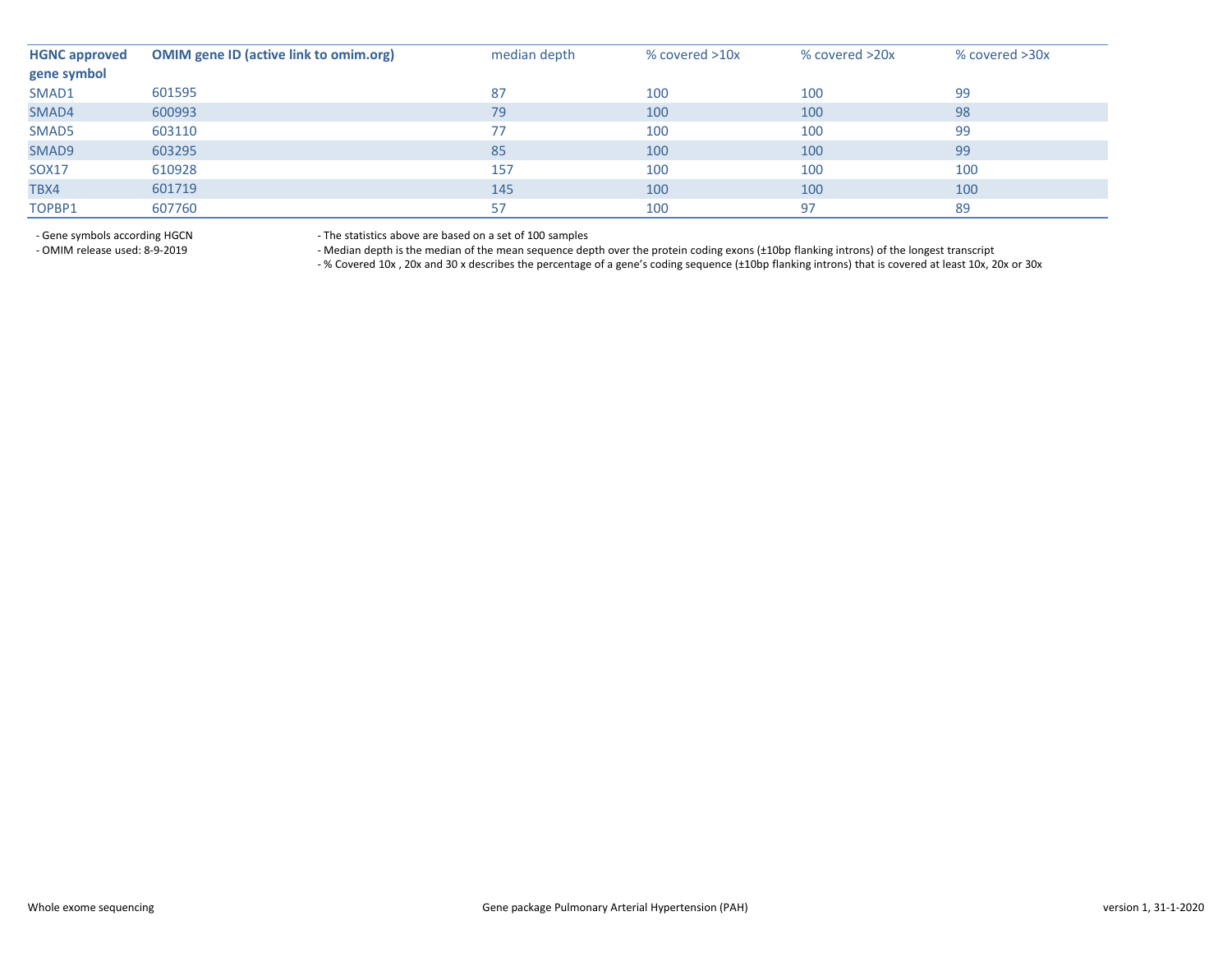| HGNC approved gene symbol | OMIM gene ID (active link to omim.org) | median depth | % covered >10x | % covered >20x | % covered >30x |
|---|---|---|---|---|---|
| SMAD1 | 601595 | 87 | 100 | 100 | 99 |
| SMAD4 | 600993 | 79 | 100 | 100 | 98 |
| SMAD5 | 603110 | 77 | 100 | 100 | 99 |
| SMAD9 | 603295 | 85 | 100 | 100 | 99 |
| SOX17 | 610928 | 157 | 100 | 100 | 100 |
| TBX4 | 601719 | 145 | 100 | 100 | 100 |
| TOPBP1 | 607760 | 57 | 100 | 97 | 89 |

- Gene symbols according HGCN
- OMIM release used: 8-9-2019

- The statistics above are based on a set of 100 samples
- Median depth is the median of the mean sequence depth over the protein coding exons (±10bp flanking introns) of the longest transcript
- % Covered 10x , 20x and 30 x describes the percentage of a gene's coding sequence (±10bp flanking introns) that is covered at least 10x, 20x or 30x